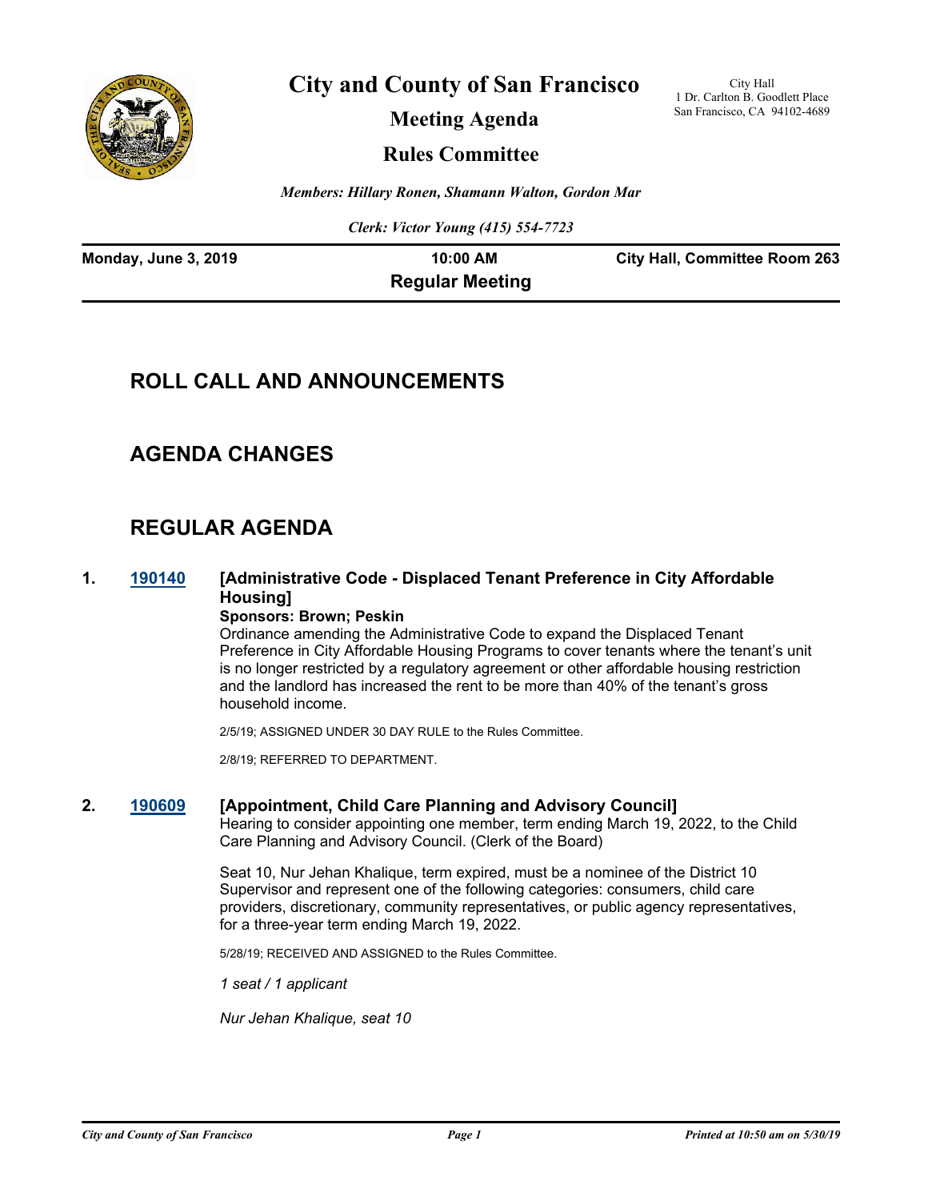# City and County of San Francisco

## Meeting Agenda

## Rules Committee

City Hall
1 Dr. Carlton B. Goodlett Place
San Francisco, CA 94102-4689

*Members: Hillary Ronen, Shamann Walton, Gordon Mar*

*Clerk: Victor Young (415) 554-7723*

**Monday, June 3, 2019** | **10:00 AM** | **City Hall, Committee Room 263**

**Regular Meeting**

## ROLL CALL AND ANNOUNCEMENTS

## AGENDA CHANGES

## REGULAR AGENDA

**1. [190140](190140) [Administrative Code - Displaced Tenant Preference in City Affordable Housing]**

**Sponsors: Brown; Peskin**

Ordinance amending the Administrative Code to expand the Displaced Tenant Preference in City Affordable Housing Programs to cover tenants where the tenant's unit is no longer restricted by a regulatory agreement or other affordable housing restriction and the landlord has increased the rent to be more than 40% of the tenant's gross household income.

2/5/19; ASSIGNED UNDER 30 DAY RULE to the Rules Committee.

2/8/19; REFERRED TO DEPARTMENT.

**2. [190609](190609) [Appointment, Child Care Planning and Advisory Council]**

Hearing to consider appointing one member, term ending March 19, 2022, to the Child Care Planning and Advisory Council. (Clerk of the Board)

Seat 10, Nur Jehan Khalique, term expired, must be a nominee of the District 10 Supervisor and represent one of the following categories: consumers, child care providers, discretionary, community representatives, or public agency representatives, for a three-year term ending March 19, 2022.

5/28/19; RECEIVED AND ASSIGNED to the Rules Committee.

*1 seat / 1 applicant*

*Nur Jehan Khalique, seat 10*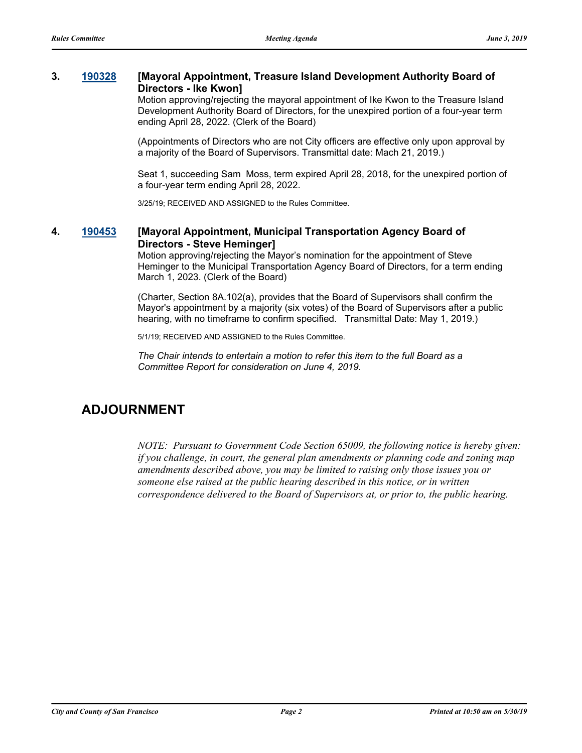**3. 190328 [Mayoral Appointment, Treasure Island Development Authority Board of Directors - Ike Kwon]**

Motion approving/rejecting the mayoral appointment of Ike Kwon to the Treasure Island Development Authority Board of Directors, for the unexpired portion of a four-year term ending April 28, 2022. (Clerk of the Board)

(Appointments of Directors who are not City officers are effective only upon approval by a majority of the Board of Supervisors. Transmittal date: Mach 21, 2019.)

Seat 1, succeeding Sam Moss, term expired April 28, 2018, for the unexpired portion of a four-year term ending April 28, 2022.

3/25/19; RECEIVED AND ASSIGNED to the Rules Committee.

**4. 190453 [Mayoral Appointment, Municipal Transportation Agency Board of Directors - Steve Heminger]**

Motion approving/rejecting the Mayor's nomination for the appointment of Steve Heminger to the Municipal Transportation Agency Board of Directors, for a term ending March 1, 2023. (Clerk of the Board)

(Charter, Section 8A.102(a), provides that the Board of Supervisors shall confirm the Mayor's appointment by a majority (six votes) of the Board of Supervisors after a public hearing, with no timeframe to confirm specified. Transmittal Date: May 1, 2019.)

5/1/19; RECEIVED AND ASSIGNED to the Rules Committee.

*The Chair intends to entertain a motion to refer this item to the full Board as a Committee Report for consideration on June 4, 2019.*

## ADJOURNMENT

*NOTE: Pursuant to Government Code Section 65009, the following notice is hereby given: if you challenge, in court, the general plan amendments or planning code and zoning map amendments described above, you may be limited to raising only those issues you or someone else raised at the public hearing described in this notice, or in written correspondence delivered to the Board of Supervisors at, or prior to, the public hearing.*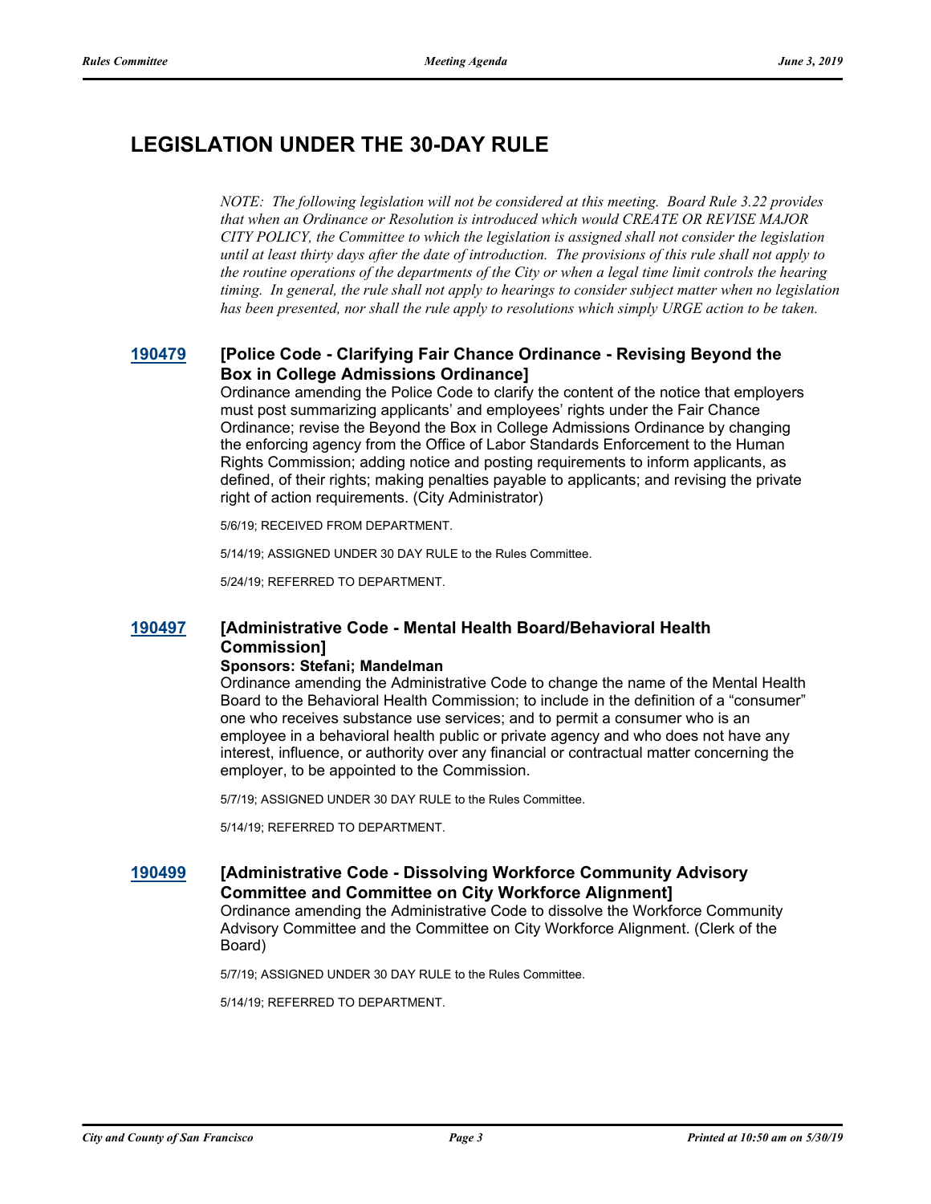## LEGISLATION UNDER THE 30-DAY RULE

*NOTE: The following legislation will not be considered at this meeting. Board Rule 3.22 provides that when an Ordinance or Resolution is introduced which would CREATE OR REVISE MAJOR CITY POLICY, the Committee to which the legislation is assigned shall not consider the legislation until at least thirty days after the date of introduction. The provisions of this rule shall not apply to the routine operations of the departments of the City or when a legal time limit controls the hearing timing. In general, the rule shall not apply to hearings to consider subject matter when no legislation has been presented, nor shall the rule apply to resolutions which simply URGE action to be taken.*

### 190479 [Police Code - Clarifying Fair Chance Ordinance - Revising Beyond the Box in College Admissions Ordinance]

Ordinance amending the Police Code to clarify the content of the notice that employers must post summarizing applicants' and employees' rights under the Fair Chance Ordinance; revise the Beyond the Box in College Admissions Ordinance by changing the enforcing agency from the Office of Labor Standards Enforcement to the Human Rights Commission; adding notice and posting requirements to inform applicants, as defined, of their rights; making penalties payable to applicants; and revising the private right of action requirements. (City Administrator)

5/6/19; RECEIVED FROM DEPARTMENT.

5/14/19; ASSIGNED UNDER 30 DAY RULE to the Rules Committee.

5/24/19; REFERRED TO DEPARTMENT.

### 190497 [Administrative Code - Mental Health Board/Behavioral Health Commission]

**Sponsors: Stefani; Mandelman**

Ordinance amending the Administrative Code to change the name of the Mental Health Board to the Behavioral Health Commission; to include in the definition of a "consumer" one who receives substance use services; and to permit a consumer who is an employee in a behavioral health public or private agency and who does not have any interest, influence, or authority over any financial or contractual matter concerning the employer, to be appointed to the Commission.

5/7/19; ASSIGNED UNDER 30 DAY RULE to the Rules Committee.

5/14/19; REFERRED TO DEPARTMENT.

### 190499 [Administrative Code - Dissolving Workforce Community Advisory Committee and Committee on City Workforce Alignment]

Ordinance amending the Administrative Code to dissolve the Workforce Community Advisory Committee and the Committee on City Workforce Alignment. (Clerk of the Board)

5/7/19; ASSIGNED UNDER 30 DAY RULE to the Rules Committee.

5/14/19; REFERRED TO DEPARTMENT.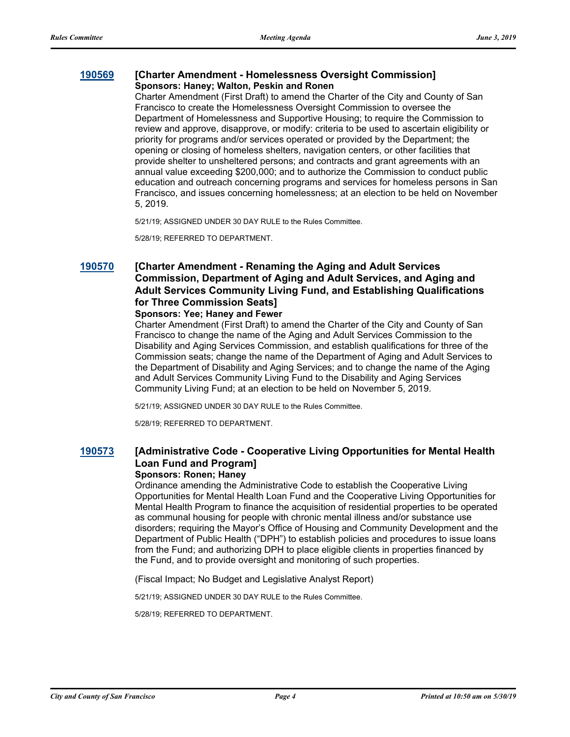### 190569 [Charter Amendment - Homelessness Oversight Commission]

**Sponsors: Haney; Walton, Peskin and Ronen**

Charter Amendment (First Draft) to amend the Charter of the City and County of San Francisco to create the Homelessness Oversight Commission to oversee the Department of Homelessness and Supportive Housing; to require the Commission to review and approve, disapprove, or modify: criteria to be used to ascertain eligibility or priority for programs and/or services operated or provided by the Department; the opening or closing of homeless shelters, navigation centers, or other facilities that provide shelter to unsheltered persons; and contracts and grant agreements with an annual value exceeding $200,000; and to authorize the Commission to conduct public education and outreach concerning programs and services for homeless persons in San Francisco, and issues concerning homelessness; at an election to be held on November 5, 2019.

5/21/19; ASSIGNED UNDER 30 DAY RULE to the Rules Committee.

5/28/19; REFERRED TO DEPARTMENT.

### 190570 [Charter Amendment - Renaming the Aging and Adult Services Commission, Department of Aging and Adult Services, and Aging and Adult Services Community Living Fund, and Establishing Qualifications for Three Commission Seats]

**Sponsors: Yee; Haney and Fewer**

Charter Amendment (First Draft) to amend the Charter of the City and County of San Francisco to change the name of the Aging and Adult Services Commission to the Disability and Aging Services Commission, and establish qualifications for three of the Commission seats; change the name of the Department of Aging and Adult Services to the Department of Disability and Aging Services; and to change the name of the Aging and Adult Services Community Living Fund to the Disability and Aging Services Community Living Fund; at an election to be held on November 5, 2019.

5/21/19; ASSIGNED UNDER 30 DAY RULE to the Rules Committee.

5/28/19; REFERRED TO DEPARTMENT.

### 190573 [Administrative Code - Cooperative Living Opportunities for Mental Health Loan Fund and Program]

**Sponsors: Ronen; Haney**

Ordinance amending the Administrative Code to establish the Cooperative Living Opportunities for Mental Health Loan Fund and the Cooperative Living Opportunities for Mental Health Program to finance the acquisition of residential properties to be operated as communal housing for people with chronic mental illness and/or substance use disorders; requiring the Mayor's Office of Housing and Community Development and the Department of Public Health ("DPH") to establish policies and procedures to issue loans from the Fund; and authorizing DPH to place eligible clients in properties financed by the Fund, and to provide oversight and monitoring of such properties.

(Fiscal Impact; No Budget and Legislative Analyst Report)

5/21/19; ASSIGNED UNDER 30 DAY RULE to the Rules Committee.

5/28/19; REFERRED TO DEPARTMENT.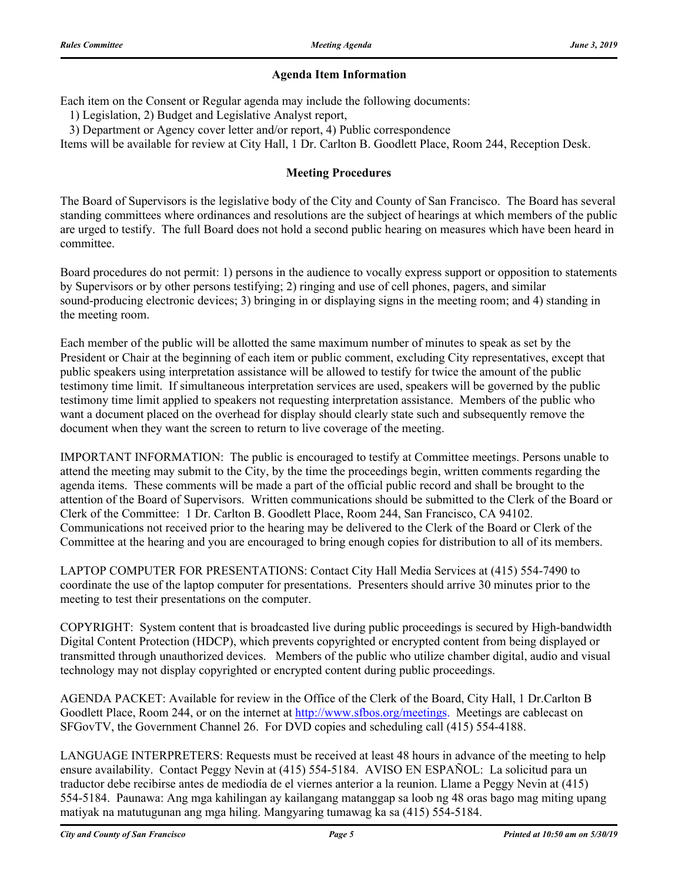## Agenda Item Information

Each item on the Consent or Regular agenda may include the following documents:

1) Legislation, 2) Budget and Legislative Analyst report,

3) Department or Agency cover letter and/or report, 4) Public correspondence

Items will be available for review at City Hall, 1 Dr. Carlton B. Goodlett Place, Room 244, Reception Desk.

## Meeting Procedures

The Board of Supervisors is the legislative body of the City and County of San Francisco. The Board has several standing committees where ordinances and resolutions are the subject of hearings at which members of the public are urged to testify. The full Board does not hold a second public hearing on measures which have been heard in committee.

Board procedures do not permit: 1) persons in the audience to vocally express support or opposition to statements by Supervisors or by other persons testifying; 2) ringing and use of cell phones, pagers, and similar sound-producing electronic devices; 3) bringing in or displaying signs in the meeting room; and 4) standing in the meeting room.

Each member of the public will be allotted the same maximum number of minutes to speak as set by the President or Chair at the beginning of each item or public comment, excluding City representatives, except that public speakers using interpretation assistance will be allowed to testify for twice the amount of the public testimony time limit. If simultaneous interpretation services are used, speakers will be governed by the public testimony time limit applied to speakers not requesting interpretation assistance. Members of the public who want a document placed on the overhead for display should clearly state such and subsequently remove the document when they want the screen to return to live coverage of the meeting.

IMPORTANT INFORMATION: The public is encouraged to testify at Committee meetings. Persons unable to attend the meeting may submit to the City, by the time the proceedings begin, written comments regarding the agenda items. These comments will be made a part of the official public record and shall be brought to the attention of the Board of Supervisors. Written communications should be submitted to the Clerk of the Board or Clerk of the Committee: 1 Dr. Carlton B. Goodlett Place, Room 244, San Francisco, CA 94102. Communications not received prior to the hearing may be delivered to the Clerk of the Board or Clerk of the Committee at the hearing and you are encouraged to bring enough copies for distribution to all of its members.

LAPTOP COMPUTER FOR PRESENTATIONS: Contact City Hall Media Services at (415) 554-7490 to coordinate the use of the laptop computer for presentations. Presenters should arrive 30 minutes prior to the meeting to test their presentations on the computer.

COPYRIGHT: System content that is broadcasted live during public proceedings is secured by High-bandwidth Digital Content Protection (HDCP), which prevents copyrighted or encrypted content from being displayed or transmitted through unauthorized devices. Members of the public who utilize chamber digital, audio and visual technology may not display copyrighted or encrypted content during public proceedings.

AGENDA PACKET: Available for review in the Office of the Clerk of the Board, City Hall, 1 Dr.Carlton B Goodlett Place, Room 244, or on the internet at http://www.sfbos.org/meetings. Meetings are cablecast on SFGovTV, the Government Channel 26. For DVD copies and scheduling call (415) 554-4188.

LANGUAGE INTERPRETERS: Requests must be received at least 48 hours in advance of the meeting to help ensure availability. Contact Peggy Nevin at (415) 554-5184. AVISO EN ESPAÑOL: La solicitud para un traductor debe recibirse antes de mediodía de el viernes anterior a la reunion. Llame a Peggy Nevin at (415) 554-5184. Paunawa: Ang mga kahilingan ay kailangang matanggap sa loob ng 48 oras bago mag miting upang matiyak na matutugunan ang mga hiling. Mangyaring tumawag ka sa (415) 554-5184.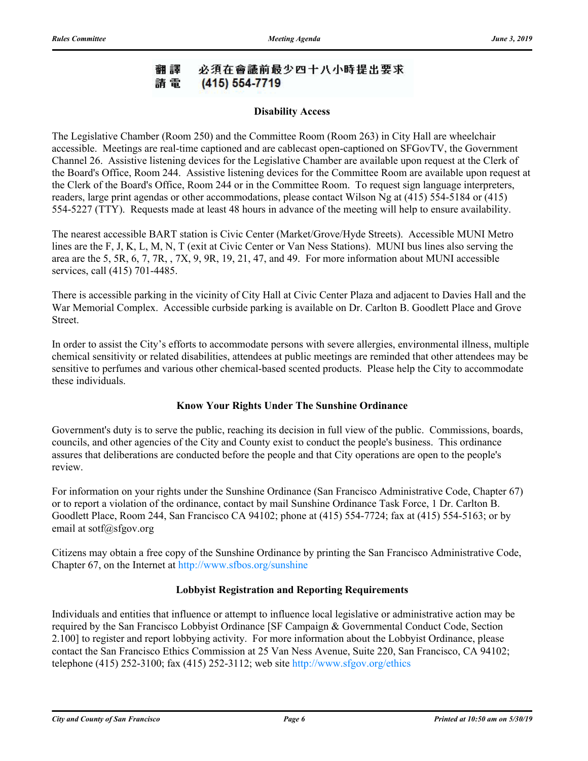翻譯　必須在會議前最少四十八小時提出要求
請電　(415) 554-7719

### Disability Access

The Legislative Chamber (Room 250) and the Committee Room (Room 263) in City Hall are wheelchair accessible. Meetings are real-time captioned and are cablecast open-captioned on SFGovTV, the Government Channel 26. Assistive listening devices for the Legislative Chamber are available upon request at the Clerk of the Board's Office, Room 244. Assistive listening devices for the Committee Room are available upon request at the Clerk of the Board's Office, Room 244 or in the Committee Room. To request sign language interpreters, readers, large print agendas or other accommodations, please contact Wilson Ng at (415) 554-5184 or (415) 554-5227 (TTY). Requests made at least 48 hours in advance of the meeting will help to ensure availability.

The nearest accessible BART station is Civic Center (Market/Grove/Hyde Streets). Accessible MUNI Metro lines are the F, J, K, L, M, N, T (exit at Civic Center or Van Ness Stations). MUNI bus lines also serving the area are the 5, 5R, 6, 7, 7R, , 7X, 9, 9R, 19, 21, 47, and 49. For more information about MUNI accessible services, call (415) 701-4485.

There is accessible parking in the vicinity of City Hall at Civic Center Plaza and adjacent to Davies Hall and the War Memorial Complex. Accessible curbside parking is available on Dr. Carlton B. Goodlett Place and Grove Street.

In order to assist the City's efforts to accommodate persons with severe allergies, environmental illness, multiple chemical sensitivity or related disabilities, attendees at public meetings are reminded that other attendees may be sensitive to perfumes and various other chemical-based scented products. Please help the City to accommodate these individuals.

### Know Your Rights Under The Sunshine Ordinance

Government's duty is to serve the public, reaching its decision in full view of the public. Commissions, boards, councils, and other agencies of the City and County exist to conduct the people's business. This ordinance assures that deliberations are conducted before the people and that City operations are open to the people's review.

For information on your rights under the Sunshine Ordinance (San Francisco Administrative Code, Chapter 67) or to report a violation of the ordinance, contact by mail Sunshine Ordinance Task Force, 1 Dr. Carlton B. Goodlett Place, Room 244, San Francisco CA 94102; phone at (415) 554-7724; fax at (415) 554-5163; or by email at sotf@sfgov.org

Citizens may obtain a free copy of the Sunshine Ordinance by printing the San Francisco Administrative Code, Chapter 67, on the Internet at http://www.sfbos.org/sunshine

### Lobbyist Registration and Reporting Requirements

Individuals and entities that influence or attempt to influence local legislative or administrative action may be required by the San Francisco Lobbyist Ordinance [SF Campaign & Governmental Conduct Code, Section 2.100] to register and report lobbying activity. For more information about the Lobbyist Ordinance, please contact the San Francisco Ethics Commission at 25 Van Ness Avenue, Suite 220, San Francisco, CA 94102; telephone (415) 252-3100; fax (415) 252-3112; web site http://www.sfgov.org/ethics